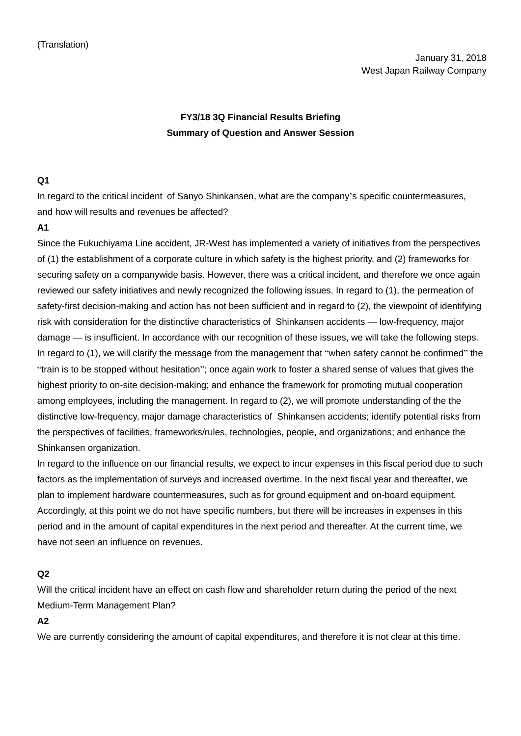(Translation)

January 31, 2018
West Japan Railway Company

**FY3/18 3Q Financial Results Briefing**
**Summary of Question and Answer Session**

**Q1**

In regard to the critical incident of Sanyo Shinkansen, what are the company's specific countermeasures, and how will results and revenues be affected?

**A1**

Since the Fukuchiyama Line accident, JR-West has implemented a variety of initiatives from the perspectives of (1) the establishment of a corporate culture in which safety is the highest priority, and (2) frameworks for securing safety on a companywide basis. However, there was a critical incident, and therefore we once again reviewed our safety initiatives and newly recognized the following issues. In regard to (1), the permeation of safety-first decision-making and action has not been sufficient and in regard to (2), the viewpoint of identifying risk with consideration for the distinctive characteristics of Shinkansen accidents — low-frequency, major damage — is insufficient. In accordance with our recognition of these issues, we will take the following steps. In regard to (1), we will clarify the message from the management that "when safety cannot be confirmed" the "train is to be stopped without hesitation"; once again work to foster a shared sense of values that gives the highest priority to on-site decision-making; and enhance the framework for promoting mutual cooperation among employees, including the management. In regard to (2), we will promote understanding of the the distinctive low-frequency, major damage characteristics of Shinkansen accidents; identify potential risks from the perspectives of facilities, frameworks/rules, technologies, people, and organizations; and enhance the Shinkansen organization.

In regard to the influence on our financial results, we expect to incur expenses in this fiscal period due to such factors as the implementation of surveys and increased overtime. In the next fiscal year and thereafter, we plan to implement hardware countermeasures, such as for ground equipment and on-board equipment. Accordingly, at this point we do not have specific numbers, but there will be increases in expenses in this period and in the amount of capital expenditures in the next period and thereafter. At the current time, we have not seen an influence on revenues.

**Q2**

Will the critical incident have an effect on cash flow and shareholder return during the period of the next Medium-Term Management Plan?

**A2**

We are currently considering the amount of capital expenditures, and therefore it is not clear at this time.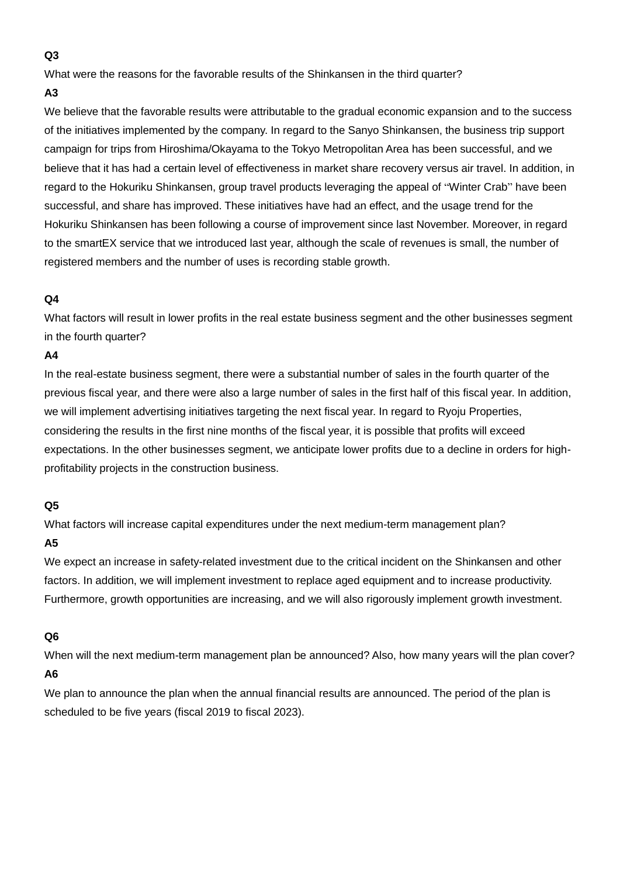**Q3**

What were the reasons for the favorable results of the Shinkansen in the third quarter?

**A3**

We believe that the favorable results were attributable to the gradual economic expansion and to the success of the initiatives implemented by the company. In regard to the Sanyo Shinkansen, the business trip support campaign for trips from Hiroshima/Okayama to the Tokyo Metropolitan Area has been successful, and we believe that it has had a certain level of effectiveness in market share recovery versus air travel. In addition, in regard to the Hokuriku Shinkansen, group travel products leveraging the appeal of "Winter Crab" have been successful, and share has improved. These initiatives have had an effect, and the usage trend for the Hokuriku Shinkansen has been following a course of improvement since last November. Moreover, in regard to the smartEX service that we introduced last year, although the scale of revenues is small, the number of registered members and the number of uses is recording stable growth.

**Q4**

What factors will result in lower profits in the real estate business segment and the other businesses segment in the fourth quarter?

**A4**

In the real-estate business segment, there were a substantial number of sales in the fourth quarter of the previous fiscal year, and there were also a large number of sales in the first half of this fiscal year. In addition, we will implement advertising initiatives targeting the next fiscal year. In regard to Ryoju Properties, considering the results in the first nine months of the fiscal year, it is possible that profits will exceed expectations. In the other businesses segment, we anticipate lower profits due to a decline in orders for high-profitability projects in the construction business.

**Q5**

What factors will increase capital expenditures under the next medium-term management plan?

**A5**

We expect an increase in safety-related investment due to the critical incident on the Shinkansen and other factors. In addition, we will implement investment to replace aged equipment and to increase productivity. Furthermore, growth opportunities are increasing, and we will also rigorously implement growth investment.

**Q6**

When will the next medium-term management plan be announced? Also, how many years will the plan cover?

**A6**

We plan to announce the plan when the annual financial results are announced. The period of the plan is scheduled to be five years (fiscal 2019 to fiscal 2023).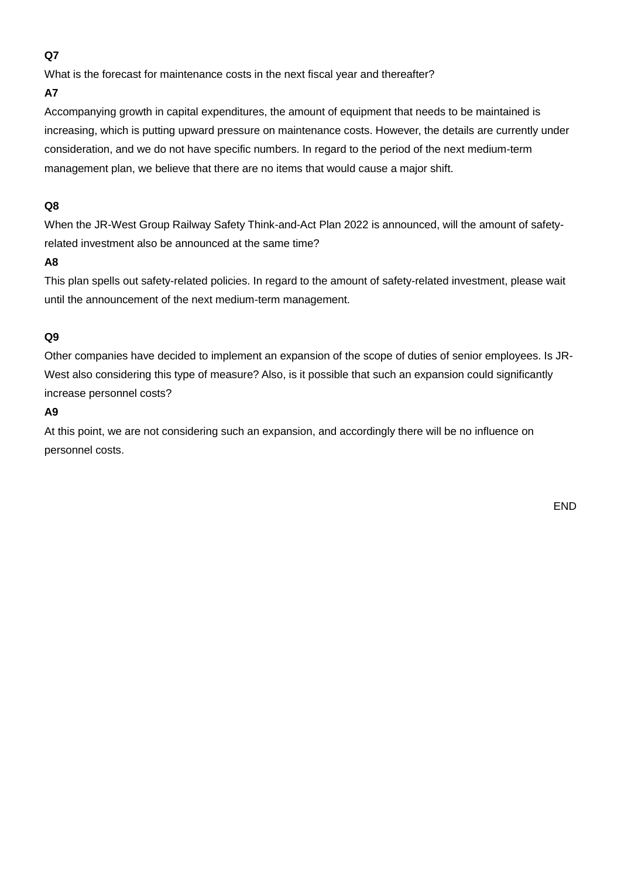**Q7**

What is the forecast for maintenance costs in the next fiscal year and thereafter?

**A7**

Accompanying growth in capital expenditures, the amount of equipment that needs to be maintained is increasing, which is putting upward pressure on maintenance costs. However, the details are currently under consideration, and we do not have specific numbers. In regard to the period of the next medium-term management plan, we believe that there are no items that would cause a major shift.

**Q8**

When the JR-West Group Railway Safety Think-and-Act Plan 2022 is announced, will the amount of safety-related investment also be announced at the same time?

**A8**

This plan spells out safety-related policies. In regard to the amount of safety-related investment, please wait until the announcement of the next medium-term management.

**Q9**

Other companies have decided to implement an expansion of the scope of duties of senior employees. Is JR-West also considering this type of measure? Also, is it possible that such an expansion could significantly increase personnel costs?

**A9**

At this point, we are not considering such an expansion, and accordingly there will be no influence on personnel costs.

END